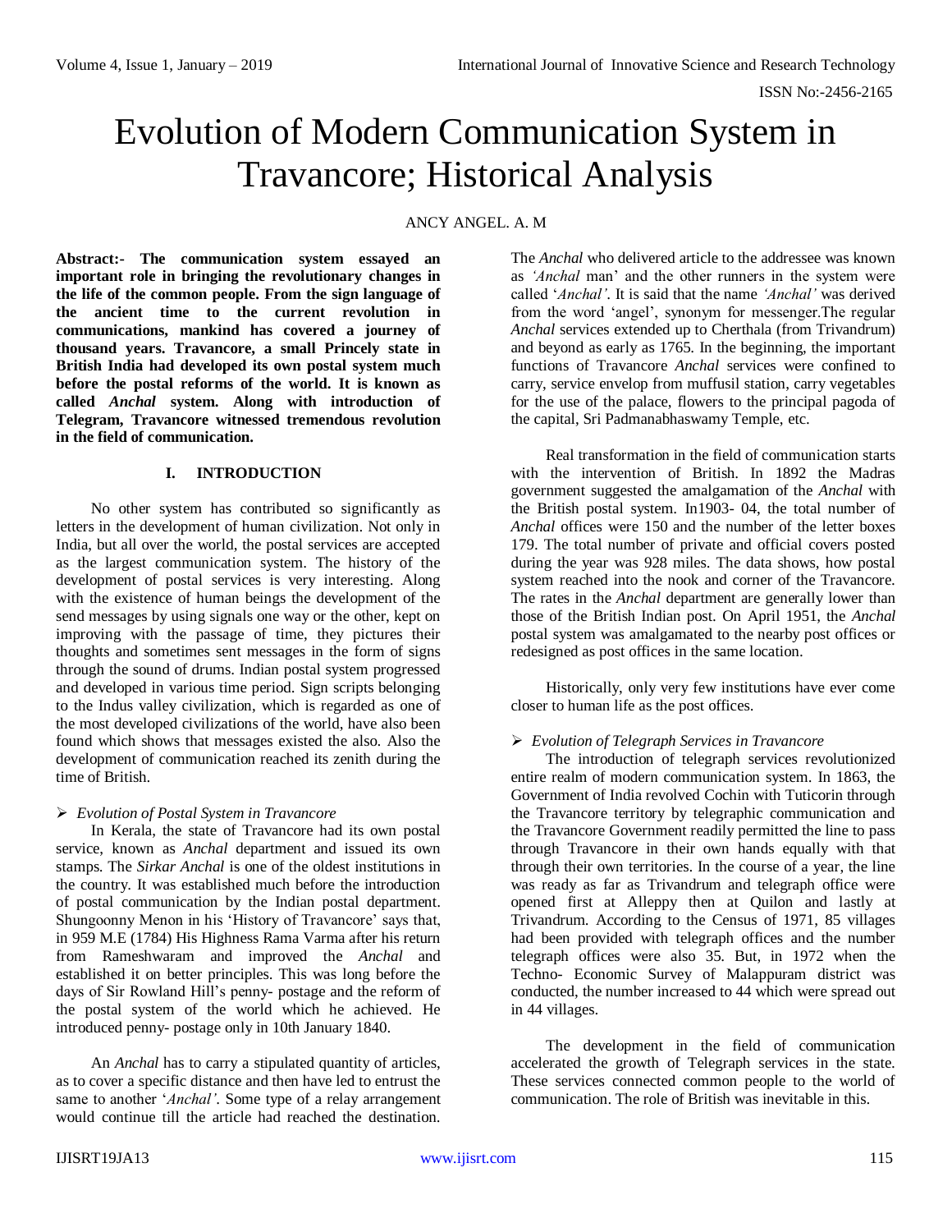# Evolution of Modern Communication System in Travancore; Historical Analysis

ANCY ANGEL. A. M

**Abstract:- The communication system essayed an important role in bringing the revolutionary changes in the life of the common people. From the sign language of the ancient time to the current revolution in communications, mankind has covered a journey of thousand years. Travancore, a small Princely state in British India had developed its own postal system much before the postal reforms of the world. It is known as called *Anchal* system. Along with introduction of Telegram, Travancore witnessed tremendous revolution in the field of communication.**

## I. INTRODUCTION

No other system has contributed so significantly as letters in the development of human civilization. Not only in India, but all over the world, the postal services are accepted as the largest communication system. The history of the development of postal services is very interesting. Along with the existence of human beings the development of the send messages by using signals one way or the other, kept on improving with the passage of time, they pictures their thoughts and sometimes sent messages in the form of signs through the sound of drums. Indian postal system progressed and developed in various time period. Sign scripts belonging to the Indus valley civilization, which is regarded as one of the most developed civilizations of the world, have also been found which shows that messages existed the also. Also the development of communication reached its zenith during the time of British.

### ➢ *Evolution of Postal System in Travancore*

In Kerala, the state of Travancore had its own postal service, known as *Anchal* department and issued its own stamps. The *Sirkar Anchal* is one of the oldest institutions in the country. It was established much before the introduction of postal communication by the Indian postal department. Shungoonny Menon in his 'History of Travancore' says that, in 959 M.E (1784) His Highness Rama Varma after his return from Rameshwaram and improved the *Anchal* and established it on better principles. This was long before the days of Sir Rowland Hill's penny- postage and the reform of the postal system of the world which he achieved. He introduced penny- postage only in 10th January 1840.

An *Anchal* has to carry a stipulated quantity of articles, as to cover a specific distance and then have led to entrust the same to another '*Anchal'*. Some type of a relay arrangement would continue till the article had reached the destination. The *Anchal* who delivered article to the addressee was known as *'Anchal* man' and the other runners in the system were called '*Anchal'*. It is said that the name *'Anchal'* was derived from the word 'angel', synonym for messenger.The regular *Anchal* services extended up to Cherthala (from Trivandrum) and beyond as early as 1765. In the beginning, the important functions of Travancore *Anchal* services were confined to carry, service envelop from muffusil station, carry vegetables for the use of the palace, flowers to the principal pagoda of the capital, Sri Padmanabhaswamy Temple, etc.

Real transformation in the field of communication starts with the intervention of British. In 1892 the Madras government suggested the amalgamation of the *Anchal* with the British postal system. In1903- 04, the total number of *Anchal* offices were 150 and the number of the letter boxes 179. The total number of private and official covers posted during the year was 928 miles. The data shows, how postal system reached into the nook and corner of the Travancore. The rates in the *Anchal* department are generally lower than those of the British Indian post. On April 1951, the *Anchal* postal system was amalgamated to the nearby post offices or redesigned as post offices in the same location.

Historically, only very few institutions have ever come closer to human life as the post offices.

### ➢ *Evolution of Telegraph Services in Travancore*

The introduction of telegraph services revolutionized entire realm of modern communication system. In 1863, the Government of India revolved Cochin with Tuticorin through the Travancore territory by telegraphic communication and the Travancore Government readily permitted the line to pass through Travancore in their own hands equally with that through their own territories. In the course of a year, the line was ready as far as Trivandrum and telegraph office were opened first at Alleppy then at Quilon and lastly at Trivandrum. According to the Census of 1971, 85 villages had been provided with telegraph offices and the number telegraph offices were also 35. But, in 1972 when the Techno- Economic Survey of Malappuram district was conducted, the number increased to 44 which were spread out in 44 villages.

The development in the field of communication accelerated the growth of Telegraph services in the state. These services connected common people to the world of communication. The role of British was inevitable in this.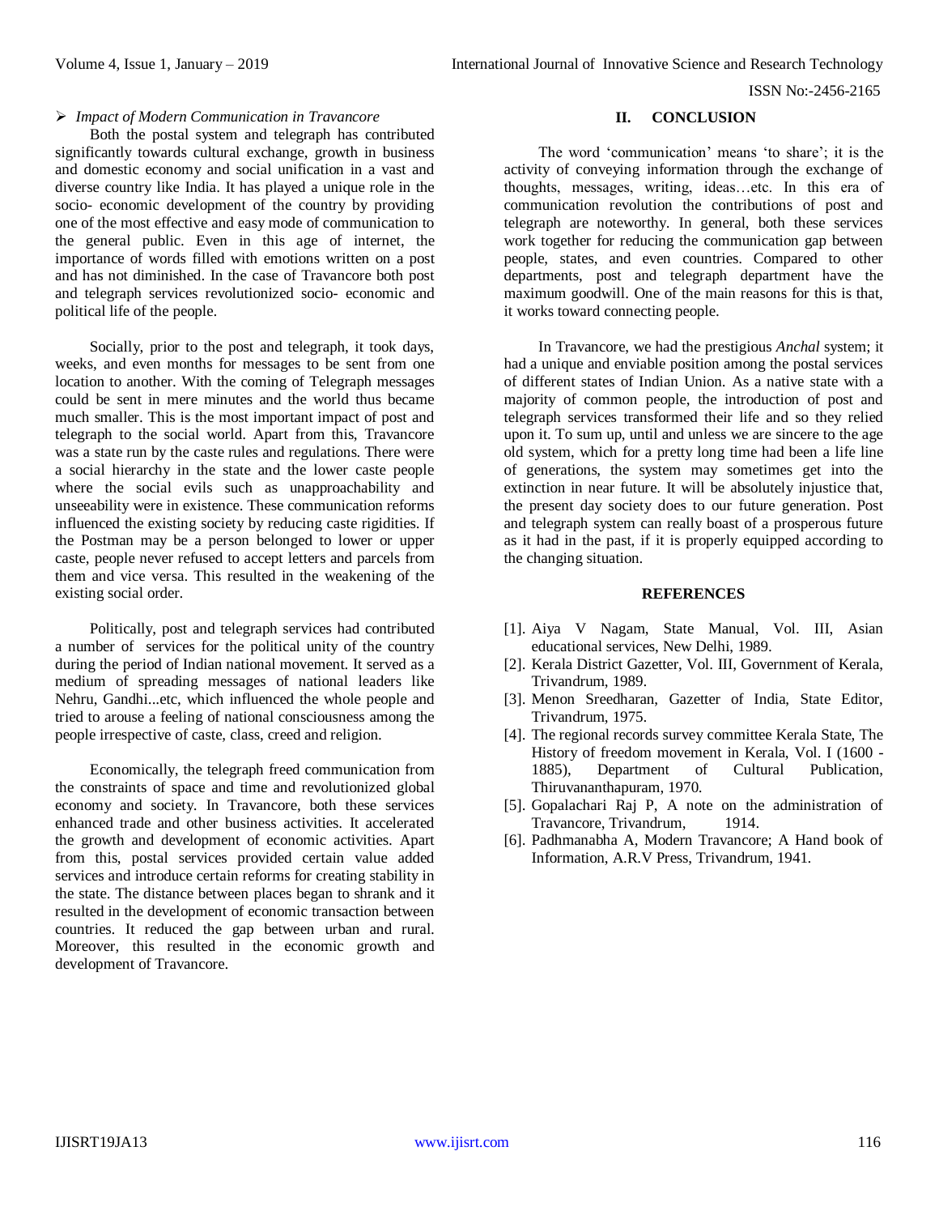- *Impact of Modern Communication in Travancore*

Both the postal system and telegraph has contributed significantly towards cultural exchange, growth in business and domestic economy and social unification in a vast and diverse country like India. It has played a unique role in the socio- economic development of the country by providing one of the most effective and easy mode of communication to the general public. Even in this age of internet, the importance of words filled with emotions written on a post and has not diminished. In the case of Travancore both post and telegraph services revolutionized socio- economic and political life of the people.

Socially, prior to the post and telegraph, it took days, weeks, and even months for messages to be sent from one location to another. With the coming of Telegraph messages could be sent in mere minutes and the world thus became much smaller. This is the most important impact of post and telegraph to the social world. Apart from this, Travancore was a state run by the caste rules and regulations. There were a social hierarchy in the state and the lower caste people where the social evils such as unapproachability and unseeability were in existence. These communication reforms influenced the existing society by reducing caste rigidities. If the Postman may be a person belonged to lower or upper caste, people never refused to accept letters and parcels from them and vice versa. This resulted in the weakening of the existing social order.

Politically, post and telegraph services had contributed a number of services for the political unity of the country during the period of Indian national movement. It served as a medium of spreading messages of national leaders like Nehru, Gandhi...etc, which influenced the whole people and tried to arouse a feeling of national consciousness among the people irrespective of caste, class, creed and religion.

Economically, the telegraph freed communication from the constraints of space and time and revolutionized global economy and society. In Travancore, both these services enhanced trade and other business activities. It accelerated the growth and development of economic activities. Apart from this, postal services provided certain value added services and introduce certain reforms for creating stability in the state. The distance between places began to shrank and it resulted in the development of economic transaction between countries. It reduced the gap between urban and rural. Moreover, this resulted in the economic growth and development of Travancore.

## II. CONCLUSION

The word 'communication' means 'to share'; it is the activity of conveying information through the exchange of thoughts, messages, writing, ideas…etc. In this era of communication revolution the contributions of post and telegraph are noteworthy. In general, both these services work together for reducing the communication gap between people, states, and even countries. Compared to other departments, post and telegraph department have the maximum goodwill. One of the main reasons for this is that, it works toward connecting people.

In Travancore, we had the prestigious *Anchal* system; it had a unique and enviable position among the postal services of different states of Indian Union. As a native state with a majority of common people, the introduction of post and telegraph services transformed their life and so they relied upon it. To sum up, until and unless we are sincere to the age old system, which for a pretty long time had been a life line of generations, the system may sometimes get into the extinction in near future. It will be absolutely injustice that, the present day society does to our future generation. Post and telegraph system can really boast of a prosperous future as it had in the past, if it is properly equipped according to the changing situation.

## REFERENCES

[1]. Aiya V Nagam, State Manual, Vol. III, Asian educational services, New Delhi, 1989.

[2]. Kerala District Gazetter, Vol. III, Government of Kerala, Trivandrum, 1989.

[3]. Menon Sreedharan, Gazetter of India, State Editor, Trivandrum, 1975.

[4]. The regional records survey committee Kerala State, The History of freedom movement in Kerala, Vol. I (1600 - 1885), Department of Cultural Publication, Thiruvananthapuram, 1970.

[5]. Gopalachari Raj P, A note on the administration of Travancore, Trivandrum, 1914.

[6]. Padhmanabha A, Modern Travancore; A Hand book of Information, A.R.V Press, Trivandrum, 1941.